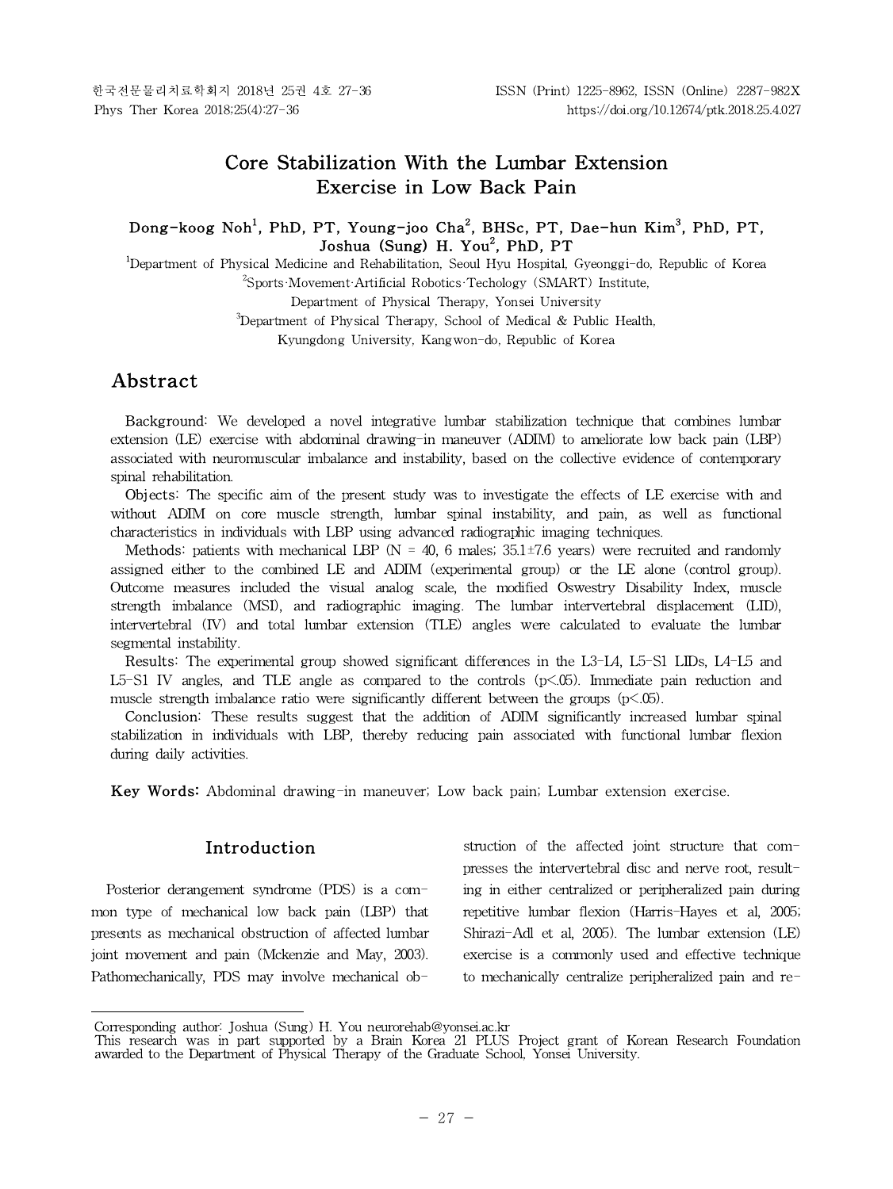# Core Stabilization With the Lumbar Extension Exercise in Low Back Pain

**Dong-koog Noh[1], PhD, PT, Young-joo Cha[2], BHSc, PT, Dae-hun Kim[3], PhD, PT, Joshua (Sung) H. You[2], PhD, PT**

[1]Department of Physical Medicine and Rehabilitation, Seoul Hyu Hospital, Gyeonggi-do, Republic of Korea
[2]Sports·Movement·Artificial Robotics·Techology (SMART) Institute, Department of Physical Therapy, Yonsei University
[3]Department of Physical Therapy, School of Medical & Public Health, Kyungdong University, Kangwon-do, Republic of Korea

## Abstract

**Background:** We developed a novel integrative lumbar stabilization technique that combines lumbar extension (LE) exercise with abdominal drawing-in maneuver (ADIM) to ameliorate low back pain (LBP) associated with neuromuscular imbalance and instability, based on the collective evidence of contemporary spinal rehabilitation.

**Objects:** The specific aim of the present study was to investigate the effects of LE exercise with and without ADIM on core muscle strength, lumbar spinal instability, and pain, as well as functional characteristics in individuals with LBP using advanced radiographic imaging techniques.

**Methods:** patients with mechanical LBP (N = 40, 6 males; 35.1±7.6 years) were recruited and randomly assigned either to the combined LE and ADIM (experimental group) or the LE alone (control group). Outcome measures included the visual analog scale, the modified Oswestry Disability Index, muscle strength imbalance (MSI), and radiographic imaging. The lumbar intervertebral displacement (LID), intervertebral (IV) and total lumbar extension (TLE) angles were calculated to evaluate the lumbar segmental instability.

**Results:** The experimental group showed significant differences in the L3-L4, L5-S1 LIDs, L4-L5 and L5-S1 IV angles, and TLE angle as compared to the controls ($p<.05$). Immediate pain reduction and muscle strength imbalance ratio were significantly different between the groups ($p<.05$).

**Conclusion:** These results suggest that the addition of ADIM significantly increased lumbar spinal stabilization in individuals with LBP, thereby reducing pain associated with functional lumbar flexion during daily activities.

**Key Words:** Abdominal drawing-in maneuver; Low back pain; Lumbar extension exercise.

## Introduction

Posterior derangement syndrome (PDS) is a common type of mechanical low back pain (LBP) that presents as mechanical obstruction of affected lumbar joint movement and pain (Mckenzie and May, 2003). Pathomechanically, PDS may involve mechanical obstruction of the affected joint structure that compresses the intervertebral disc and nerve root, resulting in either centralized or peripheralized pain during repetitive lumbar flexion (Harris-Hayes et al, 2005; Shirazi-Adl et al, 2005). The lumbar extension (LE) exercise is a commonly used and effective technique to mechanically centralize peripheralized pain and re-

Corresponding author: Joshua (Sung) H. You neurorehab@yonsei.ac.kr
This research was in part supported by a Brain Korea 21 PLUS Project grant of Korean Research Foundation awarded to the Department of Physical Therapy of the Graduate School, Yonsei University.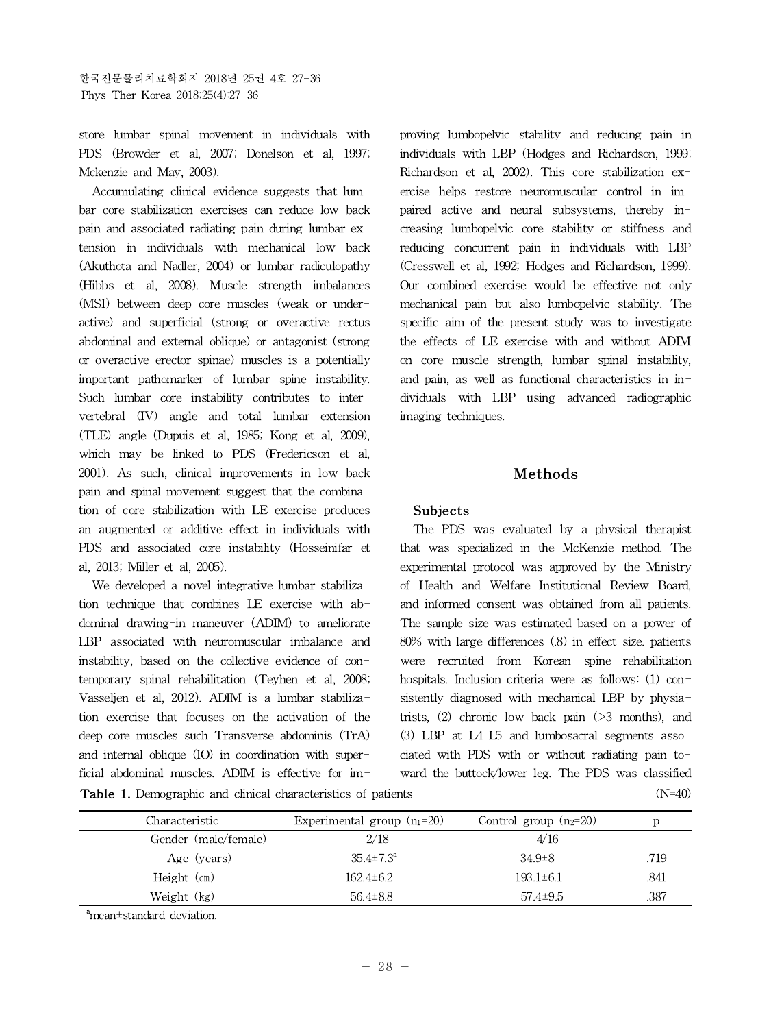store lumbar spinal movement in individuals with PDS (Browder et al, 2007; Donelson et al, 1997; Mckenzie and May, 2003).

Accumulating clinical evidence suggests that lumbar core stabilization exercises can reduce low back pain and associated radiating pain during lumbar extension in individuals with mechanical low back (Akuthota and Nadler, 2004) or lumbar radiculopathy (Hibbs et al, 2008). Muscle strength imbalances (MSI) between deep core muscles (weak or underactive) and superficial (strong or overactive rectus abdominal and external oblique) or antagonist (strong or overactive erector spinae) muscles is a potentially important pathomarker of lumbar spine instability. Such lumbar core instability contributes to intervertebral (IV) angle and total lumbar extension (TLE) angle (Dupuis et al, 1985; Kong et al, 2009), which may be linked to PDS (Fredericson et al, 2001). As such, clinical improvements in low back pain and spinal movement suggest that the combination of core stabilization with LE exercise produces an augmented or additive effect in individuals with PDS and associated core instability (Hosseinifar et al, 2013; Miller et al, 2005).

We developed a novel integrative lumbar stabilization technique that combines LE exercise with abdominal drawing-in maneuver (ADIM) to ameliorate LBP associated with neuromuscular imbalance and instability, based on the collective evidence of contemporary spinal rehabilitation (Teyhen et al, 2008; Vasseljen et al, 2012). ADIM is a lumbar stabilization exercise that focuses on the activation of the deep core muscles such Transverse abdominis (TrA) and internal oblique (IO) in coordination with superficial abdominal muscles. ADIM is effective for improving lumbopelvic stability and reducing pain in individuals with LBP (Hodges and Richardson, 1999; Richardson et al, 2002). This core stabilization exercise helps restore neuromuscular control in impaired active and neural subsystems, thereby increasing lumbopelvic core stability or stiffness and reducing concurrent pain in individuals with LBP (Cresswell et al, 1992; Hodges and Richardson, 1999). Our combined exercise would be effective not only mechanical pain but also lumbopelvic stability. The specific aim of the present study was to investigate the effects of LE exercise with and without ADIM on core muscle strength, lumbar spinal instability, and pain, as well as functional characteristics in individuals with LBP using advanced radiographic imaging techniques.

## Methods

### Subjects

The PDS was evaluated by a physical therapist that was specialized in the McKenzie method. The experimental protocol was approved by the Ministry of Health and Welfare Institutional Review Board, and informed consent was obtained from all patients. The sample size was estimated based on a power of 80% with large differences (.8) in effect size. patients were recruited from Korean spine rehabilitation hospitals. Inclusion criteria were as follows: (1) consistently diagnosed with mechanical LBP by physiatrists, (2) chronic low back pain (>3 months), and (3) LBP at L4-L5 and lumbosacral segments associated with PDS with or without radiating pain toward the buttock/lower leg. The PDS was classified

**Table 1.** Demographic and clinical characteristics of patients (N=40)

| Characteristic | Experimental group ($n_1$=20) | Control group ($n_2$=20) | p |
|---|---|---|---|
| Gender (male/female) | 2/18 | 4/16 | |
| Age (years) | 35.4±7.3[a] | 34.9±8 | .719 |
| Height (㎝) | 162.4±6.2 | 193.1±6.1 | .841 |
| Weight (㎏) | 56.4±8.8 | 57.4±9.5 | .387 |

[a]mean±standard deviation.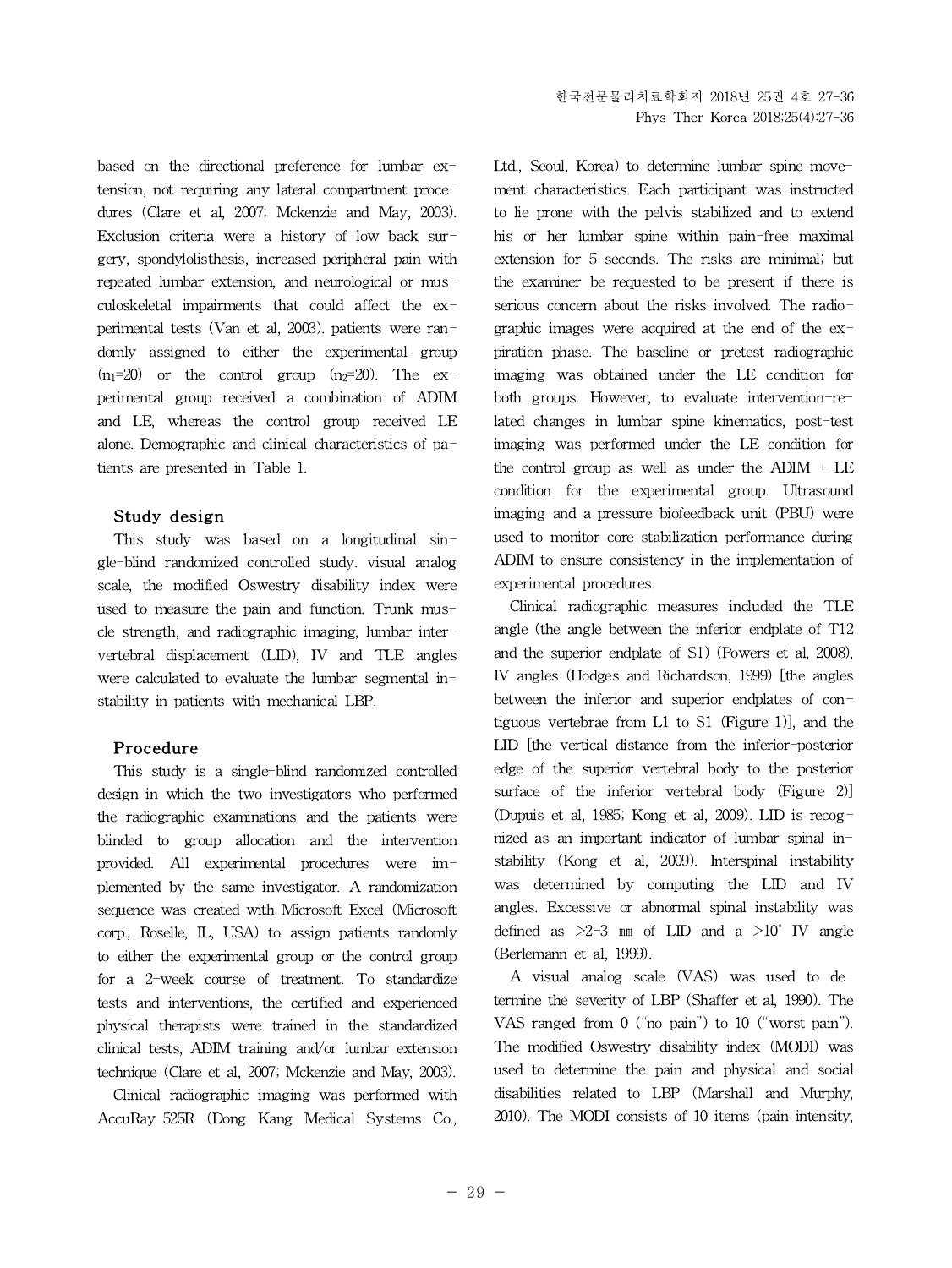based on the directional preference for lumbar extension, not requiring any lateral compartment procedures (Clare et al, 2007; Mckenzie and May, 2003). Exclusion criteria were a history of low back surgery, spondylolisthesis, increased peripheral pain with repeated lumbar extension, and neurological or musculoskeletal impairments that could affect the experimental tests (Van et al, 2003). patients were randomly assigned to either the experimental group ($n_1$=20) or the control group ($n_2$=20). The experimental group received a combination of ADIM and LE, whereas the control group received LE alone. Demographic and clinical characteristics of patients are presented in Table 1.

### Study design

This study was based on a longitudinal single-blind randomized controlled study. visual analog scale, the modified Oswestry disability index were used to measure the pain and function. Trunk muscle strength, and radiographic imaging, lumbar intervertebral displacement (LID), IV and TLE angles were calculated to evaluate the lumbar segmental instability in patients with mechanical LBP.

### Procedure

This study is a single-blind randomized controlled design in which the two investigators who performed the radiographic examinations and the patients were blinded to group allocation and the intervention provided. All experimental procedures were implemented by the same investigator. A randomization sequence was created with Microsoft Excel (Microsoft corp., Roselle, IL, USA) to assign patients randomly to either the experimental group or the control group for a 2-week course of treatment. To standardize tests and interventions, the certified and experienced physical therapists were trained in the standardized clinical tests, ADIM training and/or lumbar extension technique (Clare et al, 2007; Mckenzie and May, 2003).

Clinical radiographic imaging was performed with AccuRay-525R (Dong Kang Medical Systems Co., Ltd., Seoul, Korea) to determine lumbar spine movement characteristics. Each participant was instructed to lie prone with the pelvis stabilized and to extend his or her lumbar spine within pain-free maximal extension for 5 seconds. The risks are minimal; but the examiner be requested to be present if there is serious concern about the risks involved. The radiographic images were acquired at the end of the expiration phase. The baseline or pretest radiographic imaging was obtained under the LE condition for both groups. However, to evaluate intervention-related changes in lumbar spine kinematics, post-test imaging was performed under the LE condition for the control group as well as under the ADIM + LE condition for the experimental group. Ultrasound imaging and a pressure biofeedback unit (PBU) were used to monitor core stabilization performance during ADIM to ensure consistency in the implementation of experimental procedures.

Clinical radiographic measures included the TLE angle (the angle between the inferior endplate of T12 and the superior endplate of S1) (Powers et al, 2008), IV angles (Hodges and Richardson, 1999) [the angles between the inferior and superior endplates of contiguous vertebrae from L1 to S1 (Figure 1)], and the LID [the vertical distance from the inferior-posterior edge of the superior vertebral body to the posterior surface of the inferior vertebral body (Figure 2)] (Dupuis et al, 1985; Kong et al, 2009). LID is recognized as an important indicator of lumbar spinal instability (Kong et al, 2009). Interspinal instability was determined by computing the LID and IV angles. Excessive or abnormal spinal instability was defined as >2-3 ㎜ of LID and a >10° IV angle (Berlemann et al, 1999).

A visual analog scale (VAS) was used to determine the severity of LBP (Shaffer et al, 1990). The VAS ranged from 0 ("no pain") to 10 ("worst pain"). The modified Oswestry disability index (MODI) was used to determine the pain and physical and social disabilities related to LBP (Marshall and Murphy, 2010). The MODI consists of 10 items (pain intensity,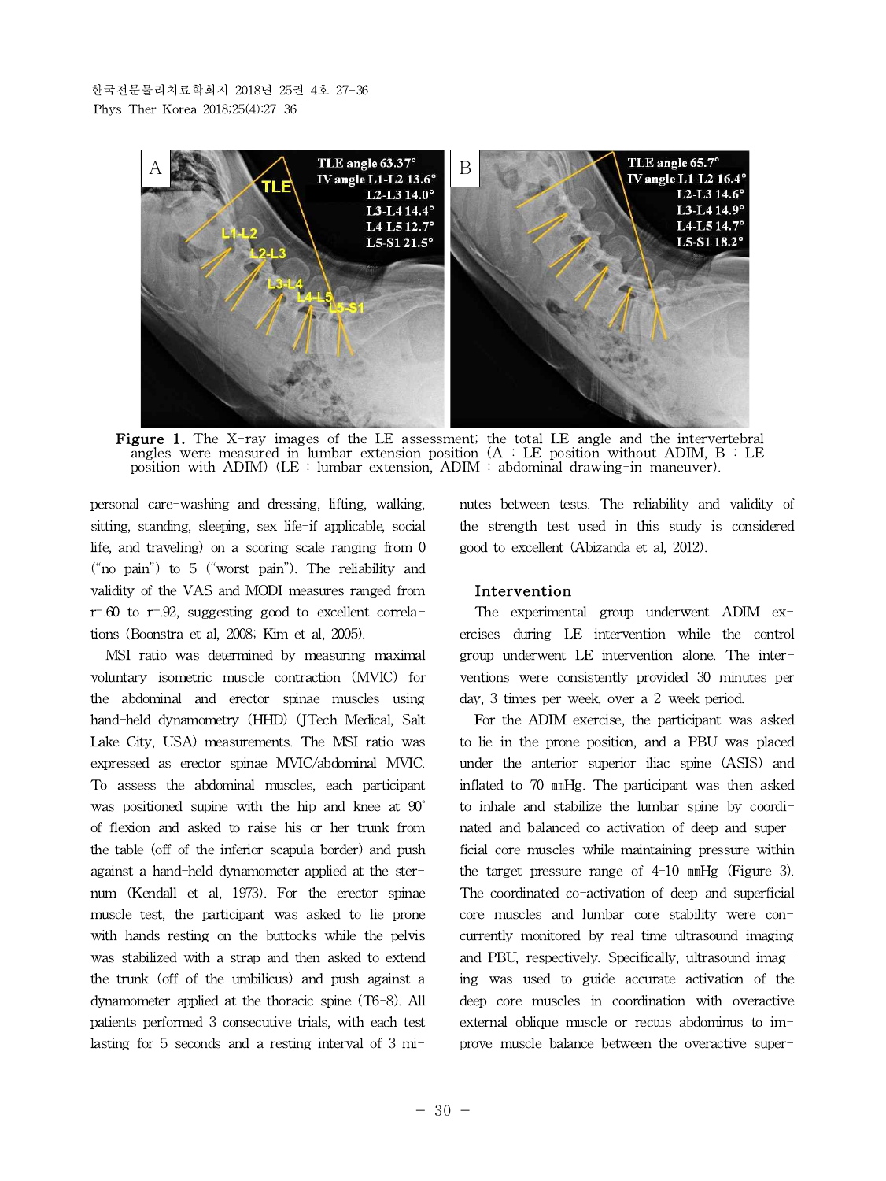Figure 1. The X-ray images of the LE assessment; the total LE angle and the intervertebral angles were measured in lumbar extension position (A : LE position without ADIM, B : LE position with ADIM) (LE : lumbar extension, ADIM : abdominal drawing-in maneuver).

personal care-washing and dressing, lifting, walking, sitting, standing, sleeping, sex life-if applicable, social life, and traveling) on a scoring scale ranging from 0 ("no pain") to 5 ("worst pain"). The reliability and validity of the VAS and MODI measures ranged from r=.60 to r=.92, suggesting good to excellent correlations (Boonstra et al, 2008; Kim et al, 2005).

MSI ratio was determined by measuring maximal voluntary isometric muscle contraction (MVIC) for the abdominal and erector spinae muscles using hand-held dynamometry (HHD) (JTech Medical, Salt Lake City, USA) measurements. The MSI ratio was expressed as erector spinae MVIC/abdominal MVIC. To assess the abdominal muscles, each participant was positioned supine with the hip and knee at 90° of flexion and asked to raise his or her trunk from the table (off of the inferior scapula border) and push against a hand-held dynamometer applied at the sternum (Kendall et al, 1973). For the erector spinae muscle test, the participant was asked to lie prone with hands resting on the buttocks while the pelvis was stabilized with a strap and then asked to extend the trunk (off of the umbilicus) and push against a dynamometer applied at the thoracic spine (T6-8). All patients performed 3 consecutive trials, with each test lasting for 5 seconds and a resting interval of 3 minutes between tests. The reliability and validity of the strength test used in this study is considered good to excellent (Abizanda et al, 2012).

### Intervention

The experimental group underwent ADIM exercises during LE intervention while the control group underwent LE intervention alone. The interventions were consistently provided 30 minutes per day, 3 times per week, over a 2-week period.

For the ADIM exercise, the participant was asked to lie in the prone position, and a PBU was placed under the anterior superior iliac spine (ASIS) and inflated to 70 ㎜Hg. The participant was then asked to inhale and stabilize the lumbar spine by coordinated and balanced co-activation of deep and superficial core muscles while maintaining pressure within the target pressure range of 4-10 ㎜Hg (Figure 3). The coordinated co-activation of deep and superficial core muscles and lumbar core stability were concurrently monitored by real-time ultrasound imaging and PBU, respectively. Specifically, ultrasound imaging was used to guide accurate activation of the deep core muscles in coordination with overactive external oblique muscle or rectus abdominus to improve muscle balance between the overactive super-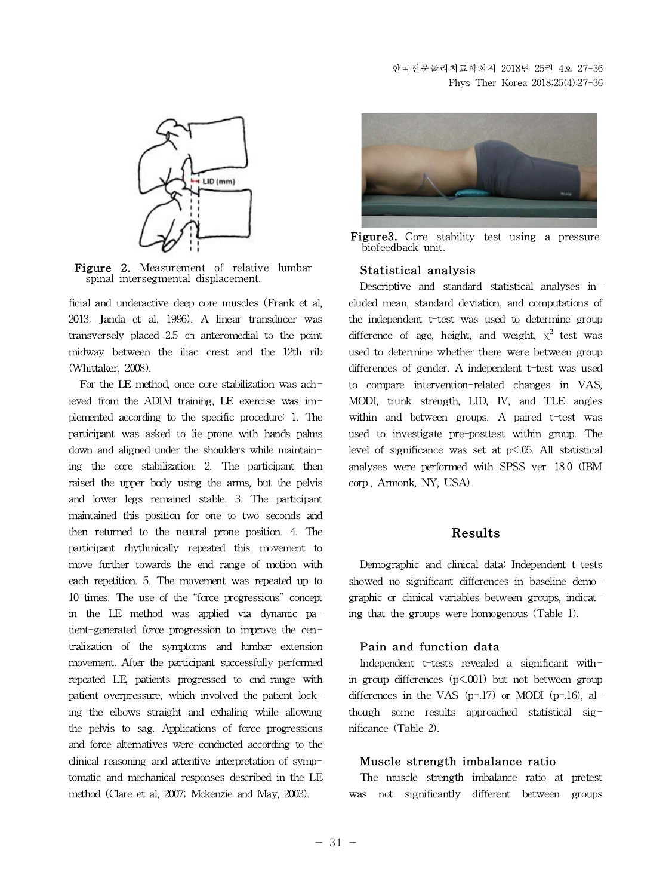Figure 2. Measurement of relative lumbar spinal intersegmental displacement.

ficial and underactive deep core muscles (Frank et al, 2013; Janda et al, 1996). A linear transducer was transversely placed 2.5 ㎝ anteromedial to the point midway between the iliac crest and the 12th rib (Whittaker, 2008).

For the LE method, once core stabilization was achieved from the ADIM training, LE exercise was implemented according to the specific procedure: 1. The participant was asked to lie prone with hands palms down and aligned under the shoulders while maintaining the core stabilization. 2. The participant then raised the upper body using the arms, but the pelvis and lower legs remained stable. 3. The participant maintained this position for one to two seconds and then returned to the neutral prone position. 4. The participant rhythmically repeated this movement to move further towards the end range of motion with each repetition. 5. The movement was repeated up to 10 times. The use of the "force progressions" concept in the LE method was applied via dynamic patient-generated force progression to improve the centralization of the symptoms and lumbar extension movement. After the participant successfully performed repeated LE, patients progressed to end-range with patient overpressure, which involved the patient locking the elbows straight and exhaling while allowing the pelvis to sag. Applications of force progressions and force alternatives were conducted according to the clinical reasoning and attentive interpretation of symptomatic and mechanical responses described in the LE method (Clare et al, 2007; Mckenzie and May, 2003).

Figure3. Core stability test using a pressure biofeedback unit.

### Statistical analysis

Descriptive and standard statistical analyses included mean, standard deviation, and computations of the independent t-test was used to determine group difference of age, height, and weight, $\chi^2$ test was used to determine whether there were between group differences of gender. A independent t-test was used to compare intervention-related changes in VAS, MODI, trunk strength, LID, IV, and TLE angles within and between groups. A paired t-test was used to investigate pre-posttest within group. The level of significance was set at $p<.05$. All statistical analyses were performed with SPSS ver. 18.0 (IBM corp., Armonk, NY, USA).

## Results

Demographic and clinical data: Independent t-tests showed no significant differences in baseline demographic or clinical variables between groups, indicating that the groups were homogenous (Table 1).

### Pain and function data

Independent t-tests revealed a significant within-group differences ($p<.001$) but not between-group differences in the VAS ($p=.17$) or MODI ($p=.16$), although some results approached statistical significance (Table 2).

### Muscle strength imbalance ratio

The muscle strength imbalance ratio at pretest was not significantly different between groups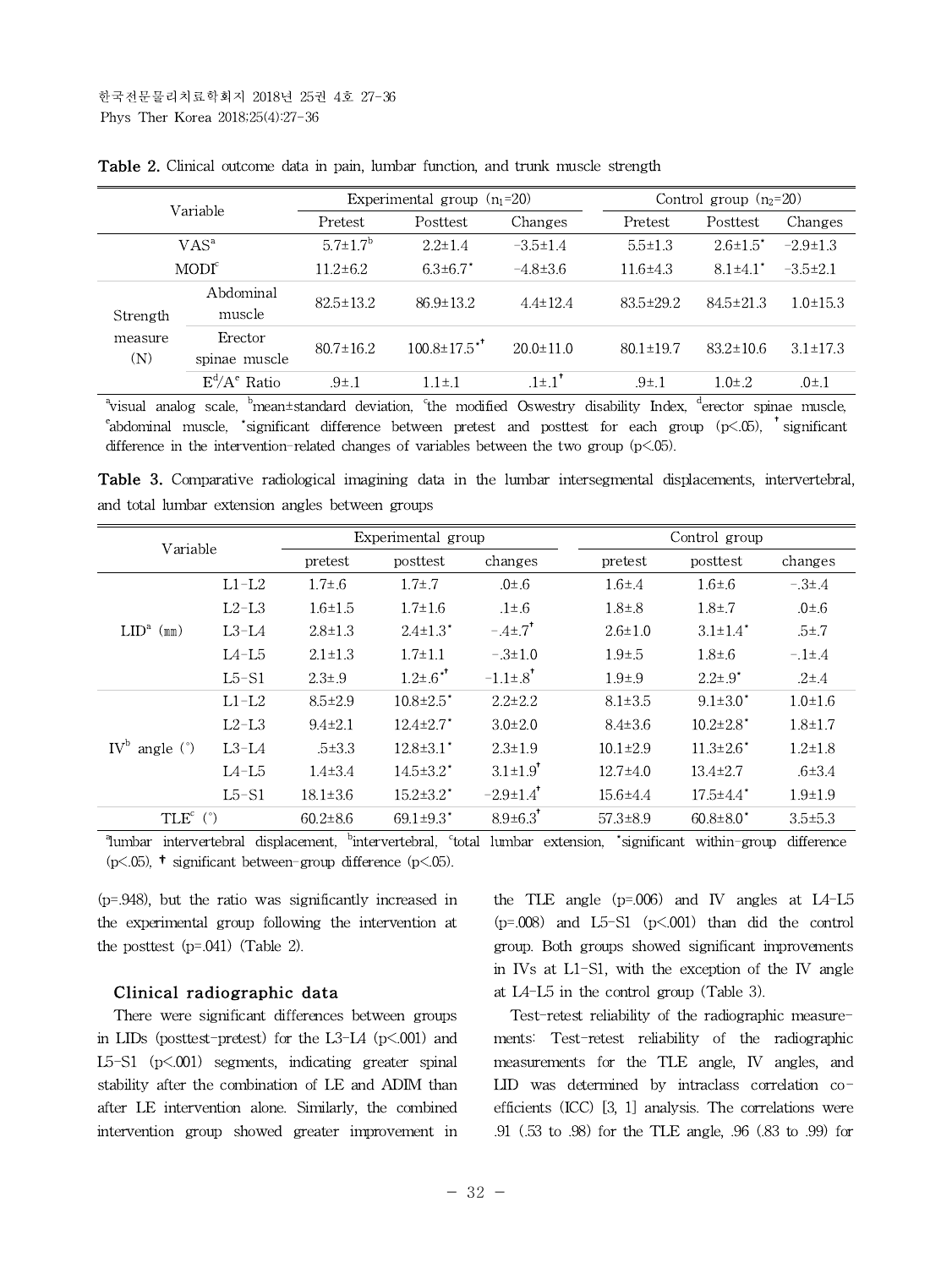**Table 2.** Clinical outcome data in pain, lumbar function, and trunk muscle strength

| Variable | | Experimental group ($n_1$=20) | | | Control group ($n_2$=20) | | |
|---|---|---|---|---|---|---|---|
| | | Pretest | Posttest | Changes | Pretest | Posttest | Changes |
| VAS[a] | | 5.7±1.7[b] | 2.2±1.4 | −3.5±1.4 | 5.5±1.3 | 2.6±1.5* | −2.9±1.3 |
| MODI[c] | | 11.2±6.2 | 6.3±6.7* | −4.8±3.6 | 11.6±4.3 | 8.1±4.1* | −3.5±2.1 |
| Strength measure (N) | Abdominal muscle | 82.5±13.2 | 86.9±13.2 | 4.4±12.4 | 83.5±29.2 | 84.5±21.3 | 1.0±15.3 |
| | Erector spinae muscle | 80.7±16.2 | 100.8±17.5*† | 20.0±11.0 | 80.1±19.7 | 83.2±10.6 | 3.1±17.3 |
| | E[d]/A[e] Ratio | .9±.1 | 1.1±.1 | .1±.1† | .9±.1 | 1.0±.2 | .0±.1 |

[a]visual analog scale, [b]mean±standard deviation, [c]the modified Oswestry disability Index, [d]erector spinae muscle, [e]abdominal muscle, *significant difference between pretest and posttest for each group (p<.05), † significant difference in the intervention-related changes of variables between the two group (p<.05).

**Table 3.** Comparative radiological imagining data in the lumbar intersegmental displacements, intervertebral, and total lumbar extension angles between groups

| Variable | | Experimental group | | | Control group | | |
|---|---|---|---|---|---|---|---|
| | | pretest | posttest | changes | pretest | posttest | changes |
| LID[a] (㎜) | L1-L2 | 1.7±.6 | 1.7±.7 | .0±.6 | 1.6±.4 | 1.6±.6 | −.3±.4 |
| | L2-L3 | 1.6±1.5 | 1.7±1.6 | .1±.6 | 1.8±.8 | 1.8±.7 | .0±.6 |
| | L3-L4 | 2.8±1.3 | 2.4±1.3* | −.4±.7† | 2.6±1.0 | 3.1±1.4* | .5±.7 |
| | L4-L5 | 2.1±1.3 | 1.7±1.1 | −.3±1.0 | 1.9±.5 | 1.8±.6 | −.1±.4 |
| | L5-S1 | 2.3±.9 | 1.2±.6*† | −1.1±.8† | 1.9±.9 | 2.2±.9* | .2±.4 |
| IV[b] angle (°) | L1-L2 | 8.5±2.9 | 10.8±2.5* | 2.2±2.2 | 8.1±3.5 | 9.1±3.0* | 1.0±1.6 |
| | L2-L3 | 9.4±2.1 | 12.4±2.7* | 3.0±2.0 | 8.4±3.6 | 10.2±2.8* | 1.8±1.7 |
| | L3-L4 | .5±3.3 | 12.8±3.1* | 2.3±1.9 | 10.1±2.9 | 11.3±2.6* | 1.2±1.8 |
| | L4-L5 | 1.4±3.4 | 14.5±3.2* | 3.1±1.9† | 12.7±4.0 | 13.4±2.7 | .6±3.4 |
| | L5-S1 | 18.1±3.6 | 15.2±3.2* | −2.9±1.4† | 15.6±4.4 | 17.5±4.4* | 1.9±1.9 |
| TLE[c] (°) | | 60.2±8.6 | 69.1±9.3* | 8.9±6.3† | 57.3±8.9 | 60.8±8.0* | 3.5±5.3 |

[a]lumbar intervertebral displacement, [b]intervertebral, [c]total lumbar extension, *significant within-group difference (p<.05), † significant between-group difference (p<.05).

(p=.948), but the ratio was significantly increased in the experimental group following the intervention at the posttest (p=.041) (Table 2).

### Clinical radiographic data

There were significant differences between groups in LIDs (posttest-pretest) for the L3-L4 (p<.001) and L5-S1 (p<.001) segments, indicating greater spinal stability after the combination of LE and ADIM than after LE intervention alone. Similarly, the combined intervention group showed greater improvement in the TLE angle (p=.006) and IV angles at L4-L5 (p=.008) and L5-S1 (p<.001) than did the control group. Both groups showed significant improvements in IVs at L1-S1, with the exception of the IV angle at L4-L5 in the control group (Table 3).

Test-retest reliability of the radiographic measurements: Test-retest reliability of the radiographic measurements for the TLE angle, IV angles, and LID was determined by intraclass correlation coefficients (ICC) [3, 1] analysis. The correlations were .91 (.53 to .98) for the TLE angle, .96 (.83 to .99) for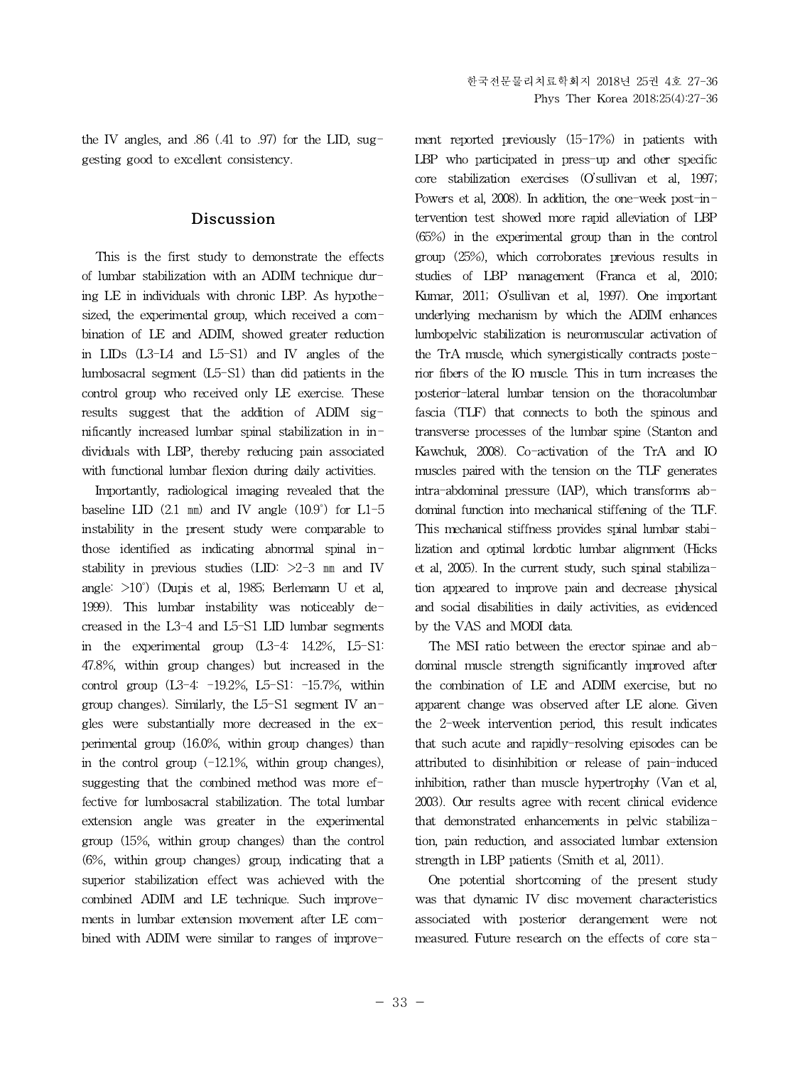the IV angles, and .86 (.41 to .97) for the LID, suggesting good to excellent consistency.

## Discussion

This is the first study to demonstrate the effects of lumbar stabilization with an ADIM technique during LE in individuals with chronic LBP. As hypothesized, the experimental group, which received a combination of LE and ADIM, showed greater reduction in LIDs (L3-L4 and L5-S1) and IV angles of the lumbosacral segment (L5-S1) than did patients in the control group who received only LE exercise. These results suggest that the addition of ADIM significantly increased lumbar spinal stabilization in individuals with LBP, thereby reducing pain associated with functional lumbar flexion during daily activities.

Importantly, radiological imaging revealed that the baseline LID (2.1 ㎜) and IV angle (10.9°) for L1-5 instability in the present study were comparable to those identified as indicating abnormal spinal instability in previous studies (LID: >2-3 ㎜ and IV angle: >10°) (Dupis et al, 1985; Berlemann U et al, 1999). This lumbar instability was noticeably decreased in the L3-4 and L5-S1 LID lumbar segments in the experimental group (L3-4: 14.2%, L5-S1: 47.8%, within group changes) but increased in the control group (L3-4: -19.2%, L5-S1: -15.7%, within group changes). Similarly, the L5-S1 segment IV angles were substantially more decreased in the experimental group (16.0%, within group changes) than in the control group (-12.1%, within group changes), suggesting that the combined method was more effective for lumbosacral stabilization. The total lumbar extension angle was greater in the experimental group (15%, within group changes) than the control (6%, within group changes) group, indicating that a superior stabilization effect was achieved with the combined ADIM and LE technique. Such improvements in lumbar extension movement after LE combined with ADIM were similar to ranges of improvement reported previously (15-17%) in patients with LBP who participated in press-up and other specific core stabilization exercises (O'sullivan et al, 1997; Powers et al, 2008). In addition, the one-week post-intervention test showed more rapid alleviation of LBP (65%) in the experimental group than in the control group (25%), which corroborates previous results in studies of LBP management (Franca et al, 2010; Kumar, 2011; O'sullivan et al, 1997). One important underlying mechanism by which the ADIM enhances lumbopelvic stabilization is neuromuscular activation of the TrA muscle, which synergistically contracts posterior fibers of the IO muscle. This in turn increases the posterior-lateral lumbar tension on the thoracolumbar fascia (TLF) that connects to both the spinous and transverse processes of the lumbar spine (Stanton and Kawchuk, 2008). Co-activation of the TrA and IO muscles paired with the tension on the TLF generates intra-abdominal pressure (IAP), which transforms abdominal function into mechanical stiffening of the TLF. This mechanical stiffness provides spinal lumbar stabilization and optimal lordotic lumbar alignment (Hicks et al, 2005). In the current study, such spinal stabilization appeared to improve pain and decrease physical and social disabilities in daily activities, as evidenced by the VAS and MODI data.

The MSI ratio between the erector spinae and abdominal muscle strength significantly improved after the combination of LE and ADIM exercise, but no apparent change was observed after LE alone. Given the 2-week intervention period, this result indicates that such acute and rapidly-resolving episodes can be attributed to disinhibition or release of pain-induced inhibition, rather than muscle hypertrophy (Van et al, 2003). Our results agree with recent clinical evidence that demonstrated enhancements in pelvic stabilization, pain reduction, and associated lumbar extension strength in LBP patients (Smith et al, 2011).

One potential shortcoming of the present study was that dynamic IV disc movement characteristics associated with posterior derangement were not measured. Future research on the effects of core sta-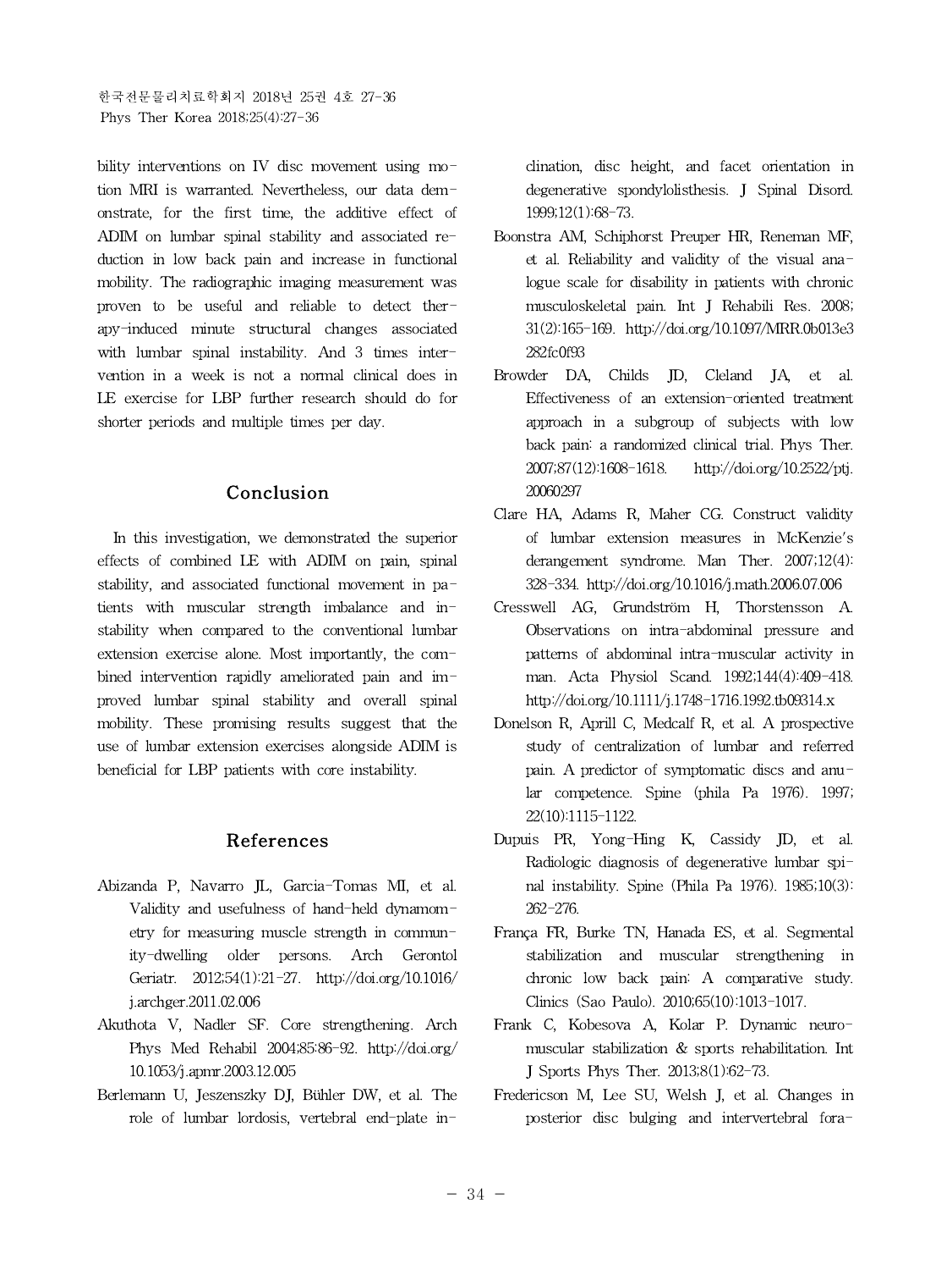bility interventions on IV disc movement using motion MRI is warranted. Nevertheless, our data demonstrate, for the first time, the additive effect of ADIM on lumbar spinal stability and associated reduction in low back pain and increase in functional mobility. The radiographic imaging measurement was proven to be useful and reliable to detect therapy-induced minute structural changes associated with lumbar spinal instability. And 3 times intervention in a week is not a normal clinical does in LE exercise for LBP further research should do for shorter periods and multiple times per day.

## Conclusion

In this investigation, we demonstrated the superior effects of combined LE with ADIM on pain, spinal stability, and associated functional movement in patients with muscular strength imbalance and instability when compared to the conventional lumbar extension exercise alone. Most importantly, the combined intervention rapidly ameliorated pain and improved lumbar spinal stability and overall spinal mobility. These promising results suggest that the use of lumbar extension exercises alongside ADIM is beneficial for LBP patients with core instability.

## References

Abizanda P, Navarro JL, Garcia-Tomas MI, et al. Validity and usefulness of hand-held dynamometry for measuring muscle strength in community-dwelling older persons. Arch Gerontol Geriatr. 2012;54(1):21-27. http://doi.org/10.1016/j.archger.2011.02.006

Akuthota V, Nadler SF. Core strengthening. Arch Phys Med Rehabil 2004;85:86-92. http://doi.org/10.1053/j.apmr.2003.12.005

Berlemann U, Jeszenszky DJ, Bühler DW, et al. The role of lumbar lordosis, vertebral end-plate inclination, disc height, and facet orientation in degenerative spondylolisthesis. J Spinal Disord. 1999;12(1):68-73.

Boonstra AM, Schiphorst Preuper HR, Reneman MF, et al. Reliability and validity of the visual analogue scale for disability in patients with chronic musculoskeletal pain. Int J Rehabili Res. 2008;31(2):165-169. http://doi.org/10.1097/MRR.0b013e3282fc0f93

Browder DA, Childs JD, Cleland JA, et al. Effectiveness of an extension-oriented treatment approach in a subgroup of subjects with low back pain: a randomized clinical trial. Phys Ther. 2007;87(12):1608-1618. http://doi.org/10.2522/ptj.20060297

Clare HA, Adams R, Maher CG. Construct validity of lumbar extension measures in McKenzie's derangement syndrome. Man Ther. 2007;12(4):328-334. http://doi.org/10.1016/j.math.2006.07.006

Cresswell AG, Grundström H, Thorstensson A. Observations on intra-abdominal pressure and patterns of abdominal intra-muscular activity in man. Acta Physiol Scand. 1992;144(4):409-418. http://doi.org/10.1111/j.1748-1716.1992.tb09314.x

Donelson R, Aprill C, Medcalf R, et al. A prospective study of centralization of lumbar and referred pain. A predictor of symptomatic discs and anular competence. Spine (phila Pa 1976). 1997;22(10):1115-1122.

Dupuis PR, Yong-Hing K, Cassidy JD, et al. Radiologic diagnosis of degenerative lumbar spinal instability. Spine (Phila Pa 1976). 1985;10(3):262-276.

França FR, Burke TN, Hanada ES, et al. Segmental stabilization and muscular strengthening in chronic low back pain: A comparative study. Clinics (Sao Paulo). 2010;65(10):1013-1017.

Frank C, Kobesova A, Kolar P. Dynamic neuromuscular stabilization & sports rehabilitation. Int J Sports Phys Ther. 2013;8(1):62-73.

Fredericson M, Lee SU, Welsh J, et al. Changes in posterior disc bulging and intervertebral fora-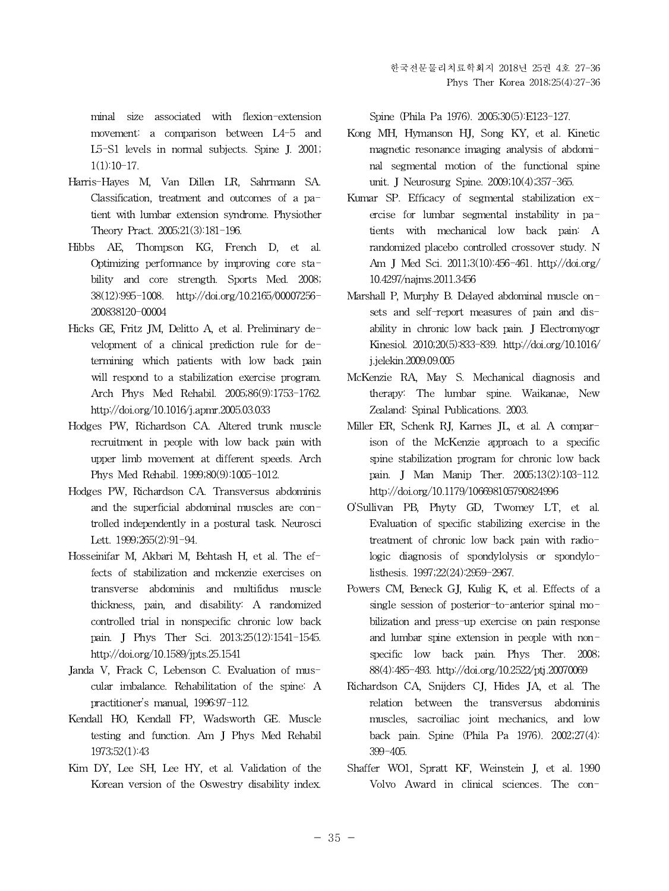minal size associated with flexion-extension movement: a comparison between L4-5 and L5-S1 levels in normal subjects. Spine J. 2001;1(1):10-17.

Harris-Hayes M, Van Dillen LR, Sahrmann SA. Classification, treatment and outcomes of a patient with lumbar extension syndrome. Physiother Theory Pract. 2005;21(3):181-196.

Hibbs AE, Thompson KG, French D, et al. Optimizing performance by improving core stability and core strength. Sports Med. 2008;38(12):995-1008. http://doi.org/10.2165/00007256-200838120-00004

Hicks GE, Fritz JM, Delitto A, et al. Preliminary development of a clinical prediction rule for determining which patients with low back pain will respond to a stabilization exercise program. Arch Phys Med Rehabil. 2005;86(9):1753-1762. http://doi.org/10.1016/j.apmr.2005.03.033

Hodges PW, Richardson CA. Altered trunk muscle recruitment in people with low back pain with upper limb movement at different speeds. Arch Phys Med Rehabil. 1999;80(9):1005-1012.

Hodges PW, Richardson CA. Transversus abdominis and the superficial abdominal muscles are controlled independently in a postural task. Neurosci Lett. 1999;265(2):91-94.

Hosseinifar M, Akbari M, Behtash H, et al. The effects of stabilization and mckenzie exercises on transverse abdominis and multifidus muscle thickness, pain, and disability: A randomized controlled trial in nonspecific chronic low back pain. J Phys Ther Sci. 2013;25(12):1541-1545. http://doi.org/10.1589/jpts.25.1541

Janda V, Frack C, Lebenson C. Evaluation of muscular imbalance. Rehabilitation of the spine: A practitioner's manual, 1996:97-112.

Kendall HO, Kendall FP, Wadsworth GE. Muscle testing and function. Am J Phys Med Rehabil 1973;52(1):43

Kim DY, Lee SH, Lee HY, et al. Validation of the Korean version of the Oswestry disability index. Spine (Phila Pa 1976). 2005;30(5):E123-127.

Kong MH, Hymanson HJ, Song KY, et al. Kinetic magnetic resonance imaging analysis of abdominal segmental motion of the functional spine unit. J Neurosurg Spine. 2009;10(4);357-365.

Kumar SP. Efficacy of segmental stabilization exercise for lumbar segmental instability in patients with mechanical low back pain: A randomized placebo controlled crossover study. N Am J Med Sci. 2011;3(10):456-461. http://doi.org/10.4297/najms.2011.3456

Marshall P, Murphy B. Delayed abdominal muscle onsets and self-report measures of pain and disability in chronic low back pain. J Electromyogr Kinesiol. 2010;20(5):833-839. http://doi.org/10.1016/j.jelekin.2009.09.005

McKenzie RA, May S. Mechanical diagnosis and therapy: The lumbar spine. Waikanae, New Zealand: Spinal Publications. 2003.

Miller ER, Schenk RJ, Karnes JL, et al. A comparison of the McKenzie approach to a specific spine stabilization program for chronic low back pain. J Man Manip Ther. 2005;13(2):103-112. http://doi.org/10.1179/106698105790824996

O'Sullivan PB, Phyty GD, Twomey LT, et al. Evaluation of specific stabilizing exercise in the treatment of chronic low back pain with radiologic diagnosis of spondylolysis or spondylolisthesis. 1997;22(24):2959-2967.

Powers CM, Beneck GJ, Kulig K, et al. Effects of a single session of posterior-to-anterior spinal mobilization and press-up exercise on pain response and lumbar spine extension in people with nonspecific low back pain. Phys Ther. 2008;88(4):485-493. http://doi.org/10.2522/ptj.20070069

Richardson CA, Snijders CJ, Hides JA, et al. The relation between the transversus abdominis muscles, sacroiliac joint mechanics, and low back pain. Spine (Phila Pa 1976). 2002;27(4):399-405.

Shaffer WO1, Spratt KF, Weinstein J, et al. 1990 Volvo Award in clinical sciences. The con-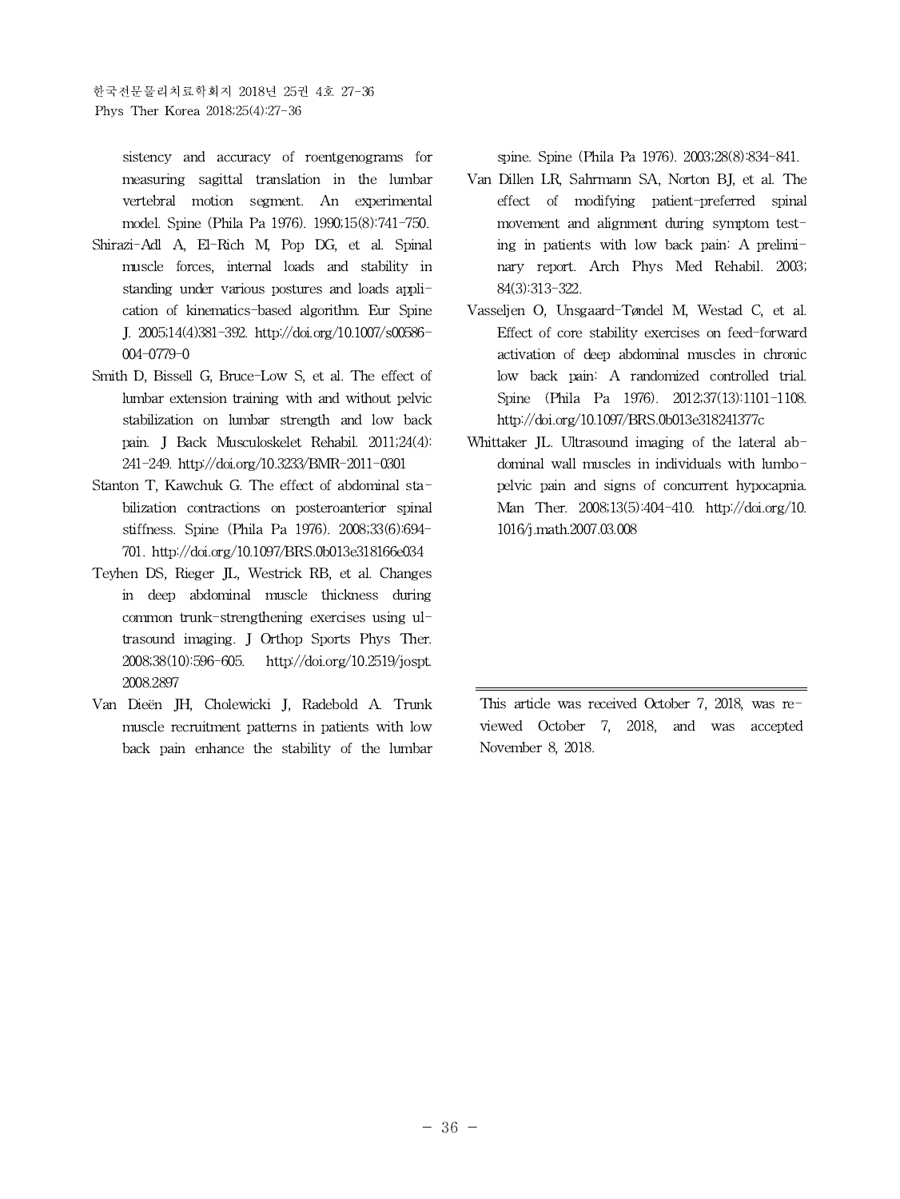sistency and accuracy of roentgenograms for measuring sagittal translation in the lumbar vertebral motion segment. An experimental model. Spine (Phila Pa 1976). 1990;15(8):741-750.

Shirazi-Adl A, El-Rich M, Pop DG, et al. Spinal muscle forces, internal loads and stability in standing under various postures and loads application of kinematics-based algorithm. Eur Spine J. 2005;14(4)381-392. http://doi.org/10.1007/s00586-004-0779-0

Smith D, Bissell G, Bruce-Low S, et al. The effect of lumbar extension training with and without pelvic stabilization on lumbar strength and low back pain. J Back Musculoskelet Rehabil. 2011;24(4):241-249. http://doi.org/10.3233/BMR-2011-0301

Stanton T, Kawchuk G. The effect of abdominal stabilization contractions on posteroanterior spinal stiffness. Spine (Phila Pa 1976). 2008;33(6):694-701. http://doi.org/10.1097/BRS.0b013e318166e034

Teyhen DS, Rieger JL, Westrick RB, et al. Changes in deep abdominal muscle thickness during common trunk-strengthening exercises using ultrasound imaging. J Orthop Sports Phys Ther. 2008;38(10):596-605. http://doi.org/10.2519/jospt.2008.2897

Van Dieën JH, Cholewicki J, Radebold A. Trunk muscle recruitment patterns in patients with low back pain enhance the stability of the lumbar spine. Spine (Phila Pa 1976). 2003;28(8):834-841.

Van Dillen LR, Sahrmann SA, Norton BJ, et al. The effect of modifying patient-preferred spinal movement and alignment during symptom testing in patients with low back pain: A preliminary report. Arch Phys Med Rehabil. 2003;84(3):313-322.

Vasseljen O, Unsgaard-Tøndel M, Westad C, et al. Effect of core stability exercises on feed-forward activation of deep abdominal muscles in chronic low back pain: A randomized controlled trial. Spine (Phila Pa 1976). 2012;37(13):1101-1108. http://doi.org/10.1097/BRS.0b013e318241377c

Whittaker JL. Ultrasound imaging of the lateral abdominal wall muscles in individuals with lumbopelvic pain and signs of concurrent hypocapnia. Man Ther. 2008;13(5):404-410. http://doi.org/10.1016/j.math.2007.03.008

---

This article was received October 7, 2018, was reviewed October 7, 2018, and was accepted November 8, 2018.